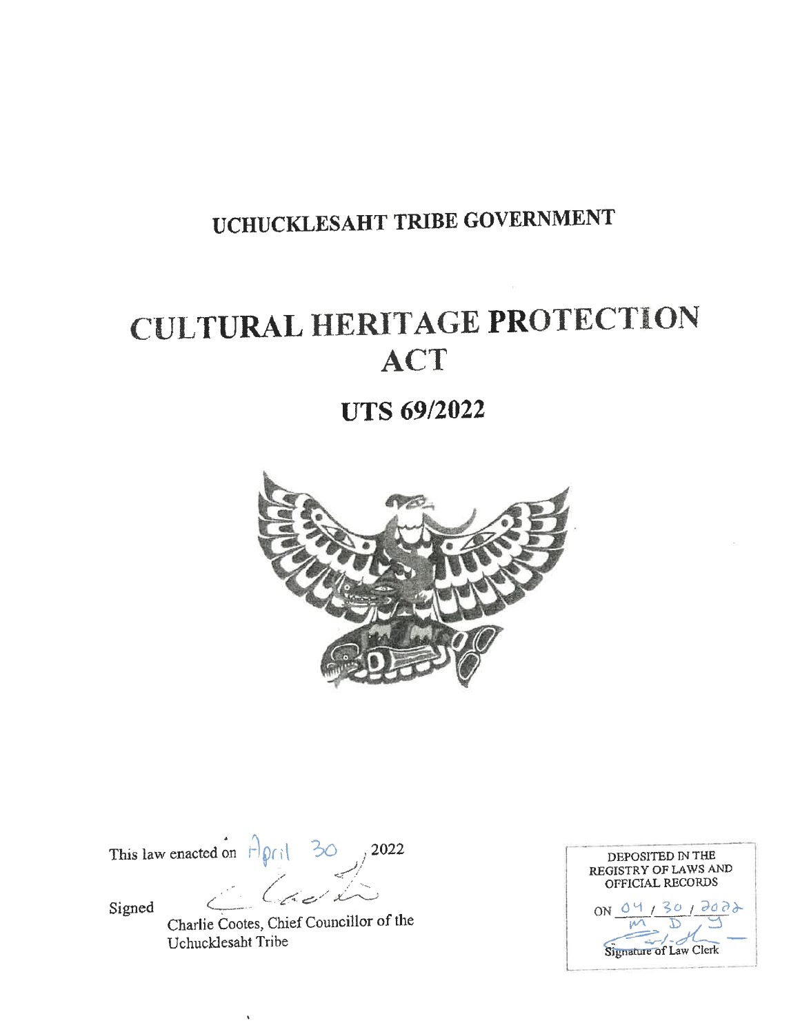# UCHUCKLESAHT TRIBE GOVERNMENT

# CULTURAL HERITAGE PROTECTION ACT

## UTS 69/2022

This law enacted on April 30, 2022

Signed

Charlie Cootes, Chief Councillor of the Uchucklesaht Tribe

DEPOSITED IN THE REGISTRY OF LAWS AND OFFICIAL RECORDS

ON 04 / 30 / 2022
M D Y

Signature of Law Clerk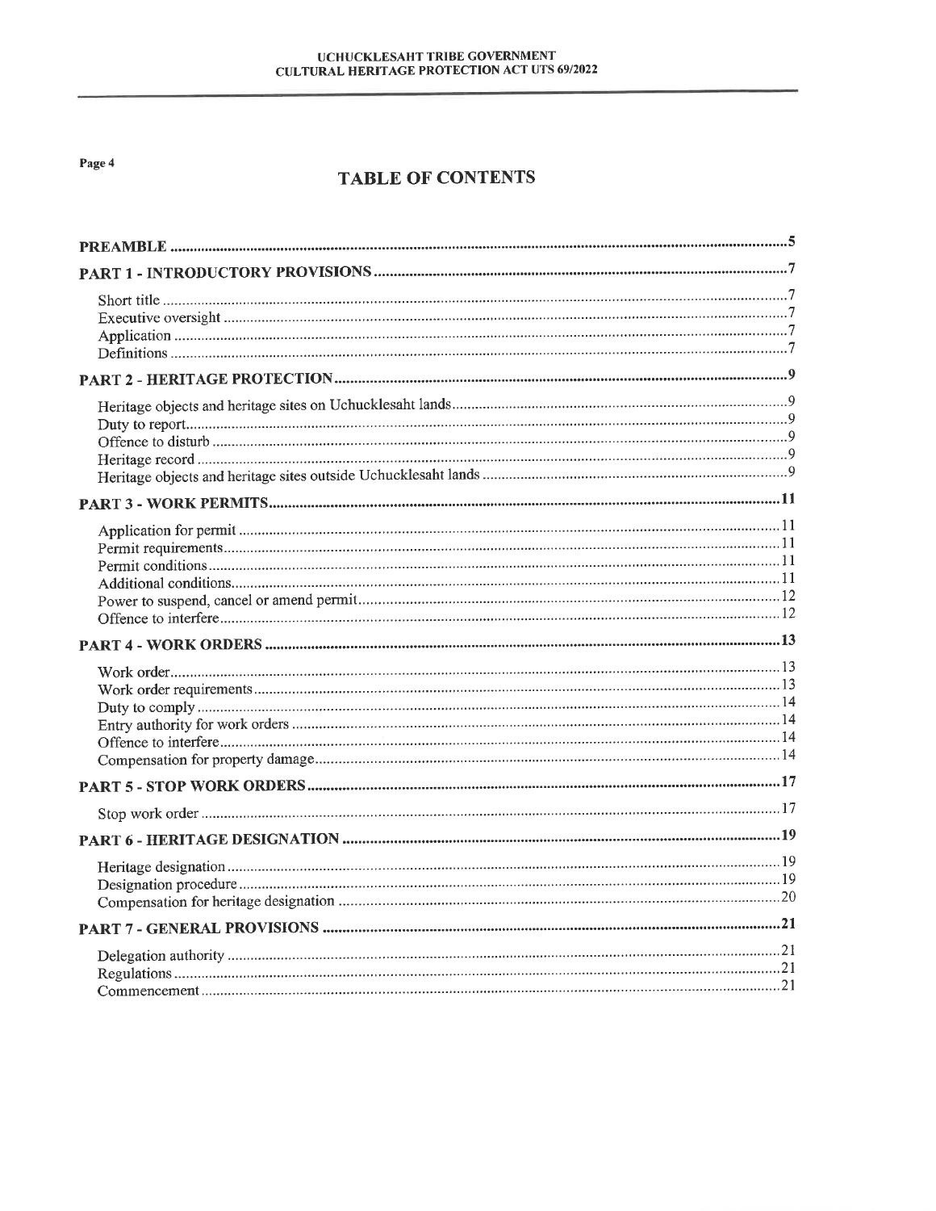# TABLE OF CONTENTS

| | |
|---|---|
| **PREAMBLE** | **5** |
| **PART 1 - INTRODUCTORY PROVISIONS** | **7** |
| Short title | 7 |
| Executive oversight | 7 |
| Application | 7 |
| Definitions | 7 |
| **PART 2 - HERITAGE PROTECTION** | **9** |
| Heritage objects and heritage sites on Uchucklesaht lands | 9 |
| Duty to report | 9 |
| Offence to disturb | 9 |
| Heritage record | 9 |
| Heritage objects and heritage sites outside Uchucklesaht lands | 9 |
| **PART 3 - WORK PERMITS** | **11** |
| Application for permit | 11 |
| Permit requirements | 11 |
| Permit conditions | 11 |
| Additional conditions | 11 |
| Power to suspend, cancel or amend permit | 12 |
| Offence to interfere | 12 |
| **PART 4 - WORK ORDERS** | **13** |
| Work order | 13 |
| Work order requirements | 13 |
| Duty to comply | 14 |
| Entry authority for work orders | 14 |
| Offence to interfere | 14 |
| Compensation for property damage | 14 |
| **PART 5 - STOP WORK ORDERS** | **17** |
| Stop work order | 17 |
| **PART 6 - HERITAGE DESIGNATION** | **19** |
| Heritage designation | 19 |
| Designation procedure | 19 |
| Compensation for heritage designation | 20 |
| **PART 7 - GENERAL PROVISIONS** | **21** |
| Delegation authority | 21 |
| Regulations | 21 |
| Commencement | 21 |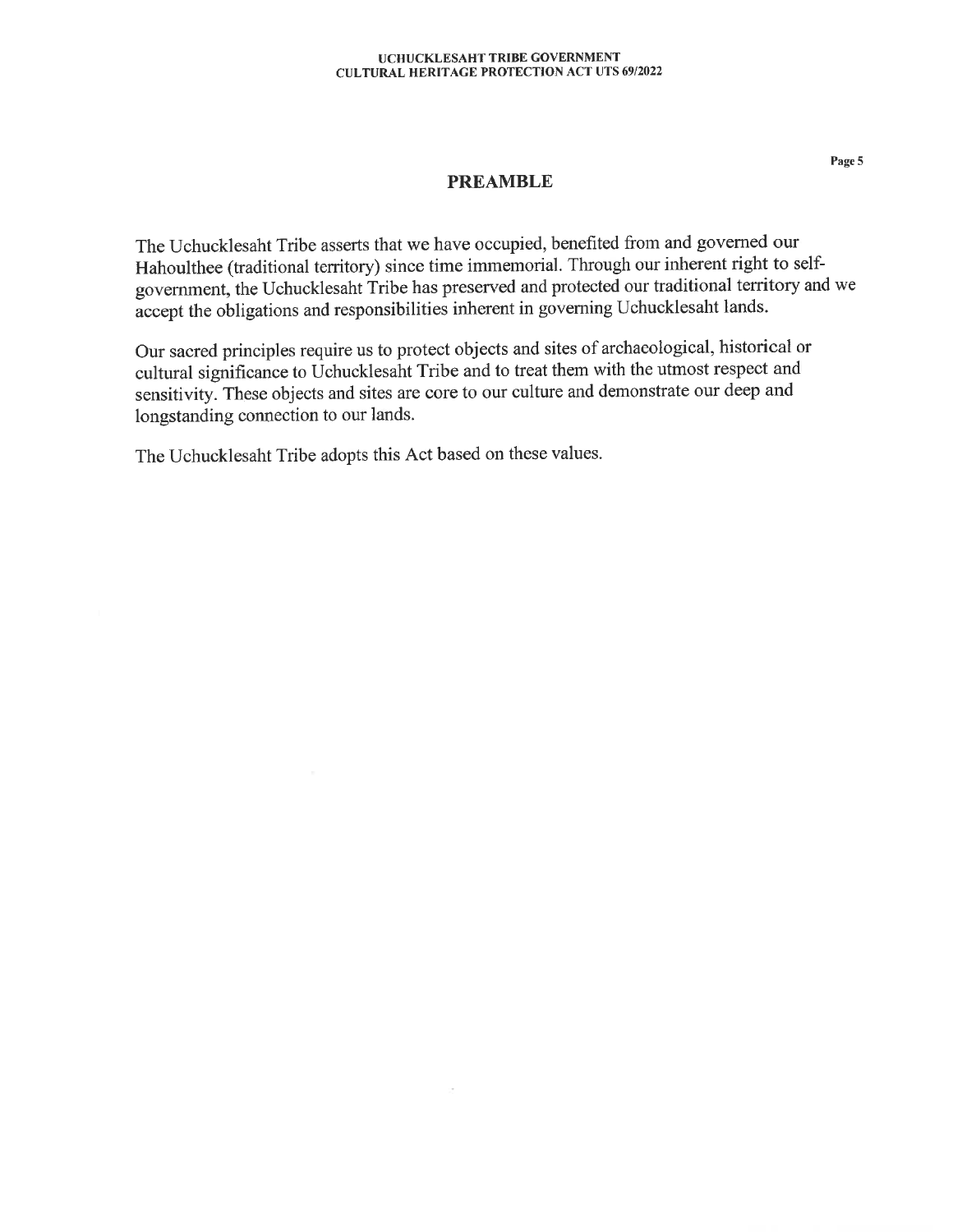## PREAMBLE

The Uchucklesaht Tribe asserts that we have occupied, benefited from and governed our Hahoulthee (traditional territory) since time immemorial. Through our inherent right to self-government, the Uchucklesaht Tribe has preserved and protected our traditional territory and we accept the obligations and responsibilities inherent in governing Uchucklesaht lands.

Our sacred principles require us to protect objects and sites of archaeological, historical or cultural significance to Uchucklesaht Tribe and to treat them with the utmost respect and sensitivity. These objects and sites are core to our culture and demonstrate our deep and longstanding connection to our lands.

The Uchucklesaht Tribe adopts this Act based on these values.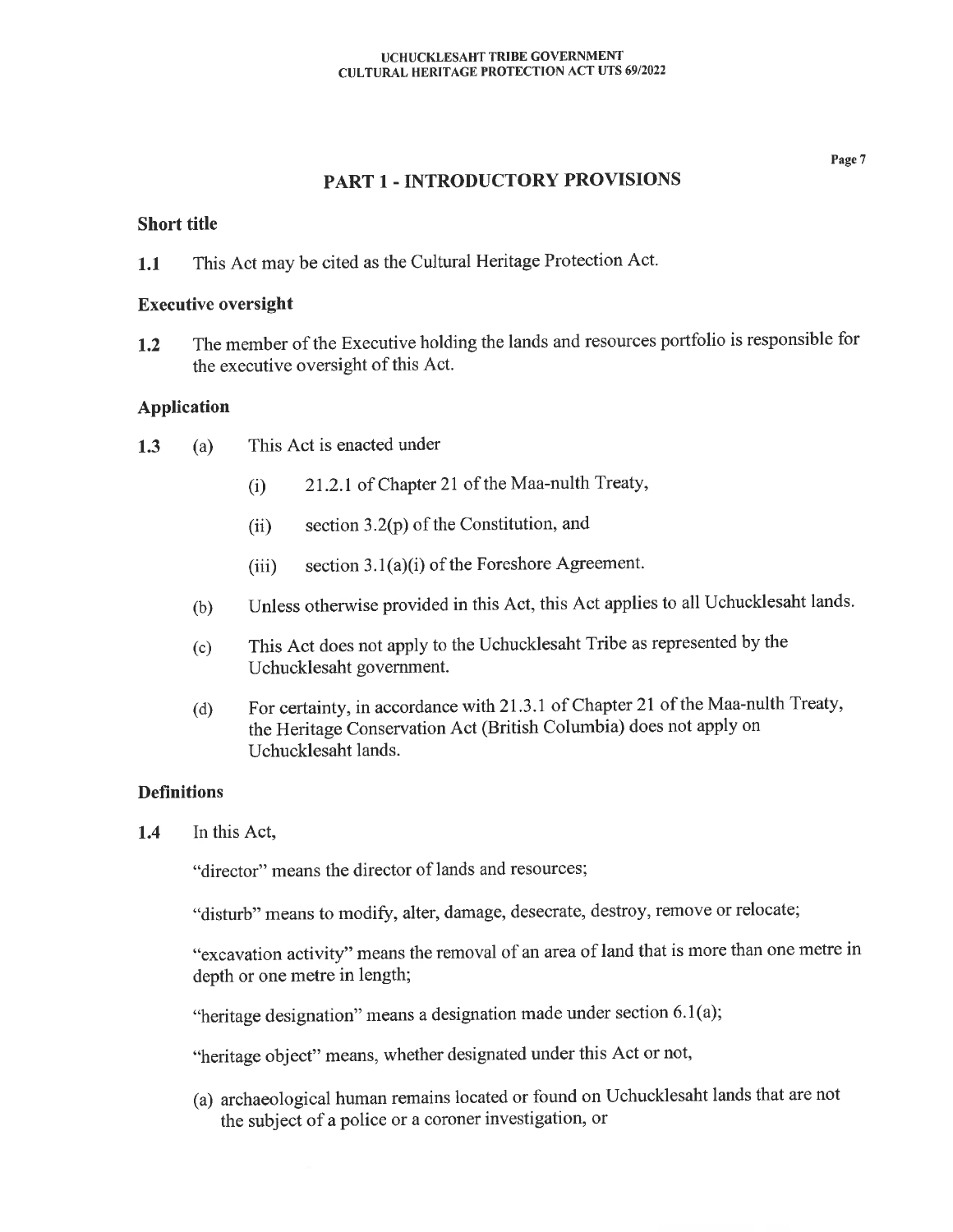## PART 1 - INTRODUCTORY PROVISIONS

### Short title

**1.1** This Act may be cited as the Cultural Heritage Protection Act.

### Executive oversight

**1.2** The member of the Executive holding the lands and resources portfolio is responsible for the executive oversight of this Act.

### Application

**1.3** (a) This Act is enacted under

(i) 21.2.1 of Chapter 21 of the Maa-nulth Treaty,

(ii) section 3.2(p) of the Constitution, and

(iii) section 3.1(a)(i) of the Foreshore Agreement.

(b) Unless otherwise provided in this Act, this Act applies to all Uchucklesaht lands.

(c) This Act does not apply to the Uchucklesaht Tribe as represented by the Uchucklesaht government.

(d) For certainty, in accordance with 21.3.1 of Chapter 21 of the Maa-nulth Treaty, the Heritage Conservation Act (British Columbia) does not apply on Uchucklesaht lands.

### Definitions

**1.4** In this Act,

"director" means the director of lands and resources;

"disturb" means to modify, alter, damage, desecrate, destroy, remove or relocate;

"excavation activity" means the removal of an area of land that is more than one metre in depth or one metre in length;

"heritage designation" means a designation made under section 6.1(a);

"heritage object" means, whether designated under this Act or not,

(a) archaeological human remains located or found on Uchucklesaht lands that are not the subject of a police or a coroner investigation, or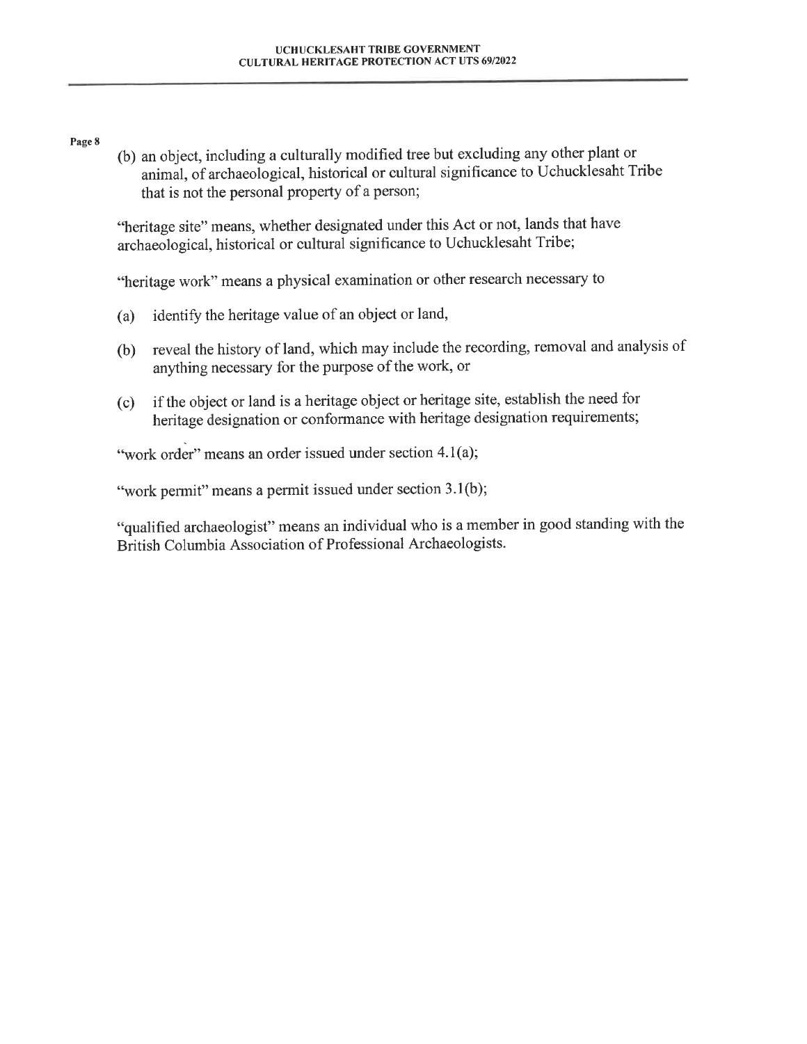(b) an object, including a culturally modified tree but excluding any other plant or animal, of archaeological, historical or cultural significance to Uchucklesaht Tribe that is not the personal property of a person;

"heritage site" means, whether designated under this Act or not, lands that have archaeological, historical or cultural significance to Uchucklesaht Tribe;

"heritage work" means a physical examination or other research necessary to

(a) identify the heritage value of an object or land,

(b) reveal the history of land, which may include the recording, removal and analysis of anything necessary for the purpose of the work, or

(c) if the object or land is a heritage object or heritage site, establish the need for heritage designation or conformance with heritage designation requirements;

"work order" means an order issued under section 4.1(a);

"work permit" means a permit issued under section 3.1(b);

"qualified archaeologist" means an individual who is a member in good standing with the British Columbia Association of Professional Archaeologists.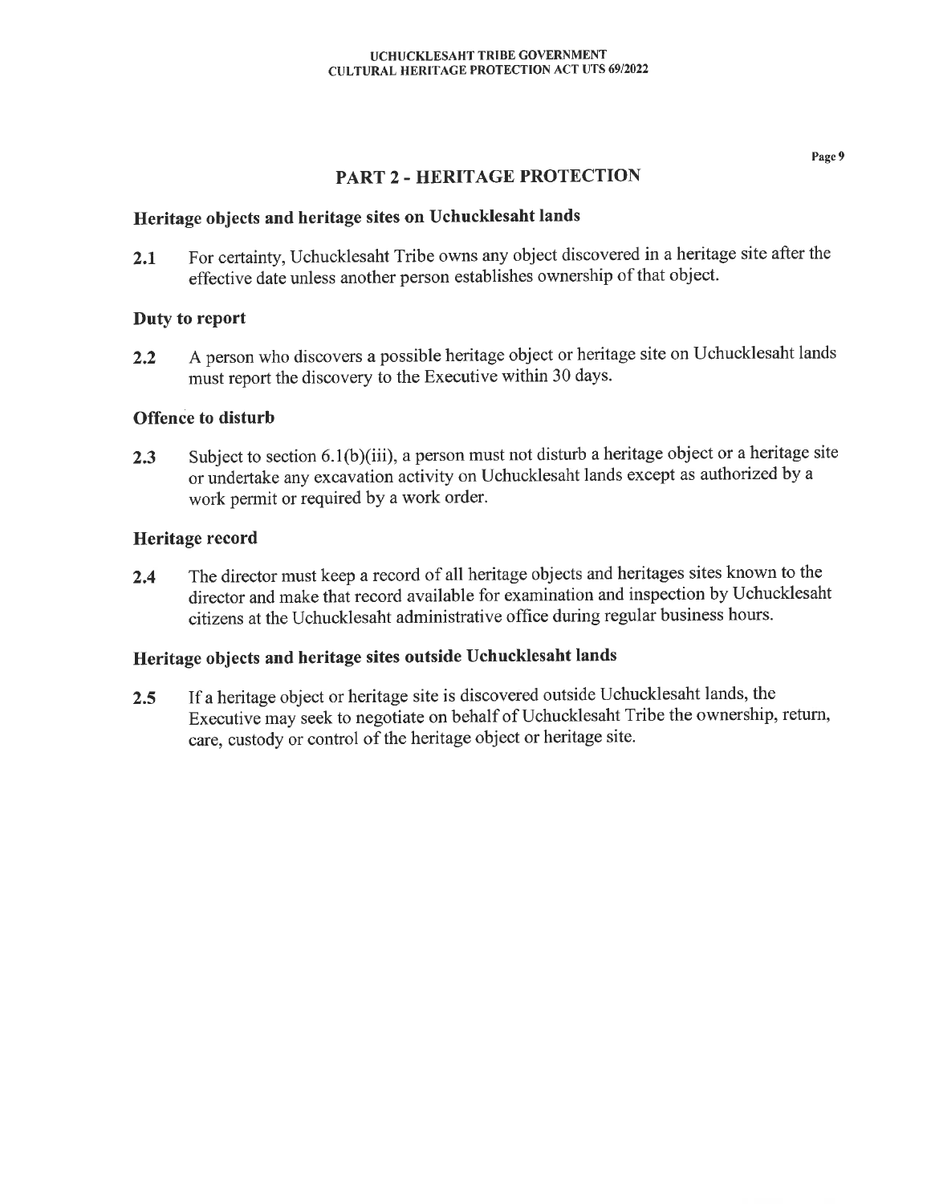## PART 2 - HERITAGE PROTECTION

### Heritage objects and heritage sites on Uchucklesaht lands

**2.1** For certainty, Uchucklesaht Tribe owns any object discovered in a heritage site after the effective date unless another person establishes ownership of that object.

### Duty to report

**2.2** A person who discovers a possible heritage object or heritage site on Uchucklesaht lands must report the discovery to the Executive within 30 days.

### Offence to disturb

**2.3** Subject to section 6.1(b)(iii), a person must not disturb a heritage object or a heritage site or undertake any excavation activity on Uchucklesaht lands except as authorized by a work permit or required by a work order.

### Heritage record

**2.4** The director must keep a record of all heritage objects and heritages sites known to the director and make that record available for examination and inspection by Uchucklesaht citizens at the Uchucklesaht administrative office during regular business hours.

### Heritage objects and heritage sites outside Uchucklesaht lands

**2.5** If a heritage object or heritage site is discovered outside Uchucklesaht lands, the Executive may seek to negotiate on behalf of Uchucklesaht Tribe the ownership, return, care, custody or control of the heritage object or heritage site.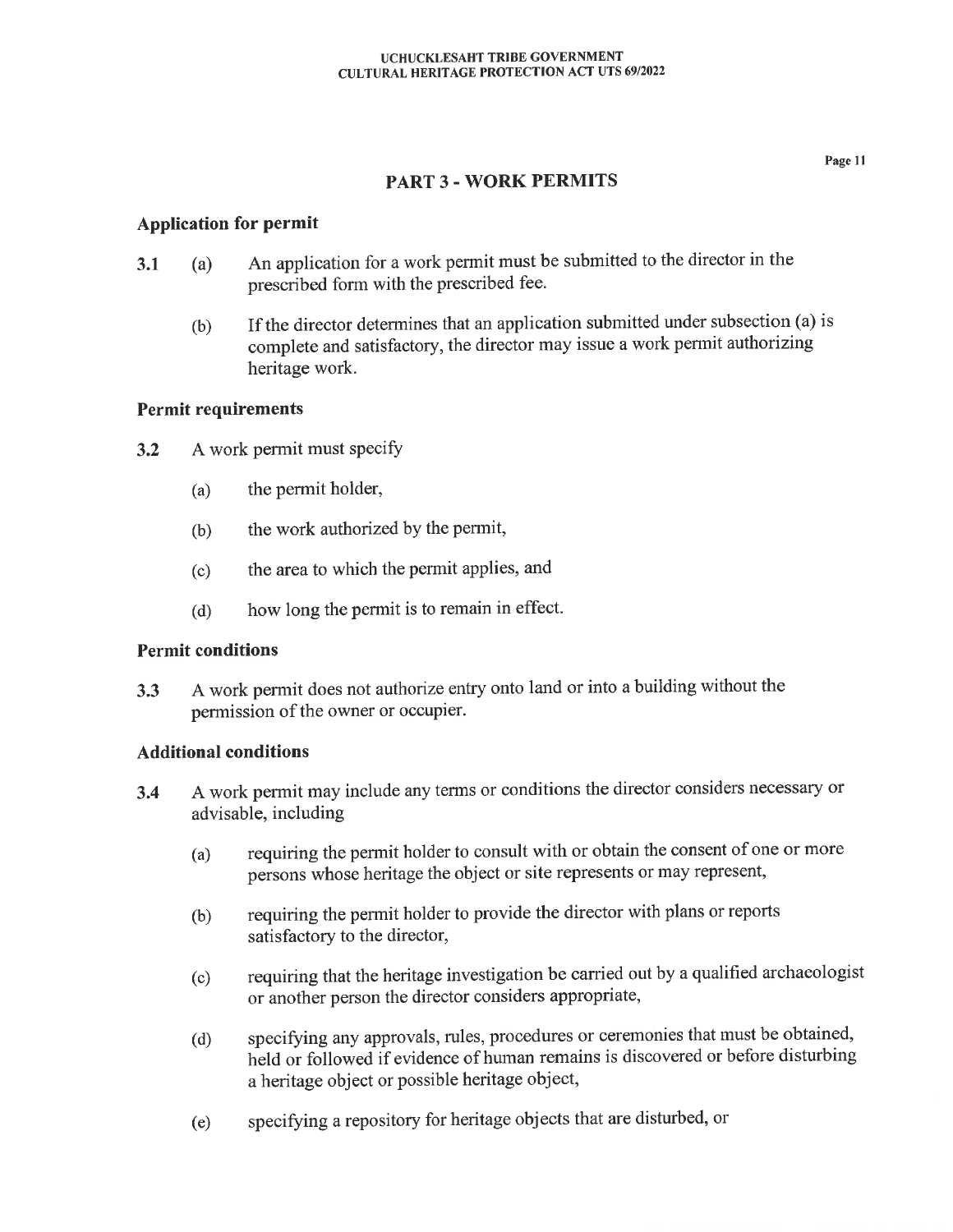## PART 3 - WORK PERMITS

### Application for permit

3.1 (a) An application for a work permit must be submitted to the director in the prescribed form with the prescribed fee.

(b) If the director determines that an application submitted under subsection (a) is complete and satisfactory, the director may issue a work permit authorizing heritage work.

### Permit requirements

3.2 A work permit must specify

(a) the permit holder,

(b) the work authorized by the permit,

(c) the area to which the permit applies, and

(d) how long the permit is to remain in effect.

### Permit conditions

3.3 A work permit does not authorize entry onto land or into a building without the permission of the owner or occupier.

### Additional conditions

3.4 A work permit may include any terms or conditions the director considers necessary or advisable, including

(a) requiring the permit holder to consult with or obtain the consent of one or more persons whose heritage the object or site represents or may represent,

(b) requiring the permit holder to provide the director with plans or reports satisfactory to the director,

(c) requiring that the heritage investigation be carried out by a qualified archaeologist or another person the director considers appropriate,

(d) specifying any approvals, rules, procedures or ceremonies that must be obtained, held or followed if evidence of human remains is discovered or before disturbing a heritage object or possible heritage object,

(e) specifying a repository for heritage objects that are disturbed, or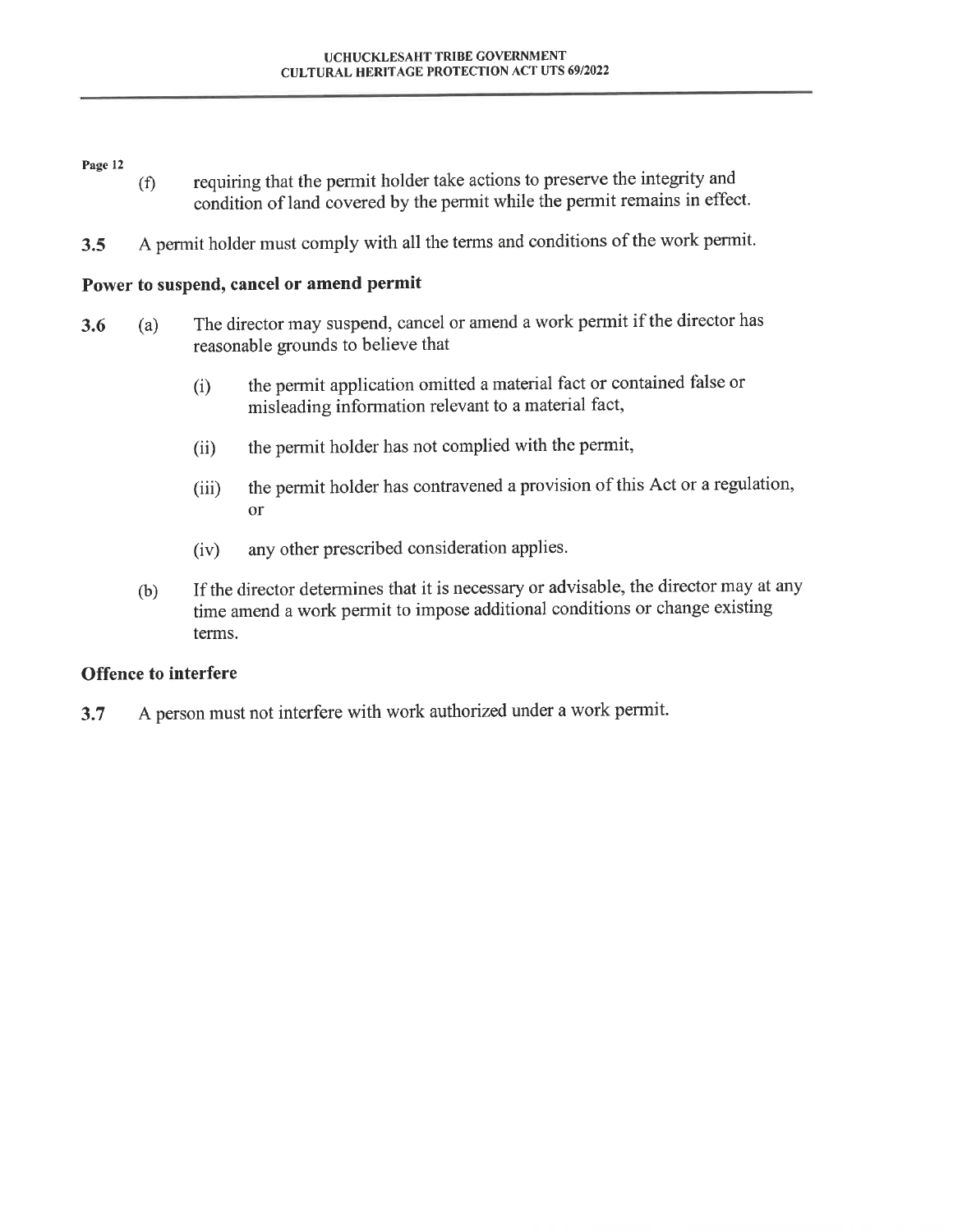(f) requiring that the permit holder take actions to preserve the integrity and condition of land covered by the permit while the permit remains in effect.

**3.5** A permit holder must comply with all the terms and conditions of the work permit.

### Power to suspend, cancel or amend permit

**3.6** (a) The director may suspend, cancel or amend a work permit if the director has reasonable grounds to believe that

- (i) the permit application omitted a material fact or contained false or misleading information relevant to a material fact,
- (ii) the permit holder has not complied with the permit,
- (iii) the permit holder has contravened a provision of this Act or a regulation, or
- (iv) any other prescribed consideration applies.

(b) If the director determines that it is necessary or advisable, the director may at any time amend a work permit to impose additional conditions or change existing terms.

### Offence to interfere

**3.7** A person must not interfere with work authorized under a work permit.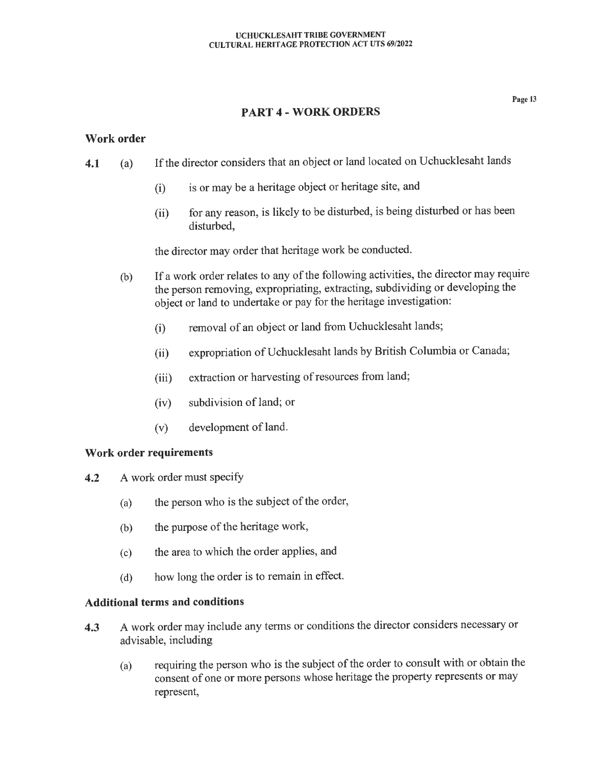## PART 4 - WORK ORDERS

### Work order

**4.1** (a) If the director considers that an object or land located on Uchucklesaht lands

(i) is or may be a heritage object or heritage site, and

(ii) for any reason, is likely to be disturbed, is being disturbed or has been disturbed,

the director may order that heritage work be conducted.

(b) If a work order relates to any of the following activities, the director may require the person removing, expropriating, extracting, subdividing or developing the object or land to undertake or pay for the heritage investigation:

(i) removal of an object or land from Uchucklesaht lands;

(ii) expropriation of Uchucklesaht lands by British Columbia or Canada;

(iii) extraction or harvesting of resources from land;

(iv) subdivision of land; or

(v) development of land.

### Work order requirements

**4.2** A work order must specify

(a) the person who is the subject of the order,

(b) the purpose of the heritage work,

(c) the area to which the order applies, and

(d) how long the order is to remain in effect.

### Additional terms and conditions

**4.3** A work order may include any terms or conditions the director considers necessary or advisable, including

(a) requiring the person who is the subject of the order to consult with or obtain the consent of one or more persons whose heritage the property represents or may represent,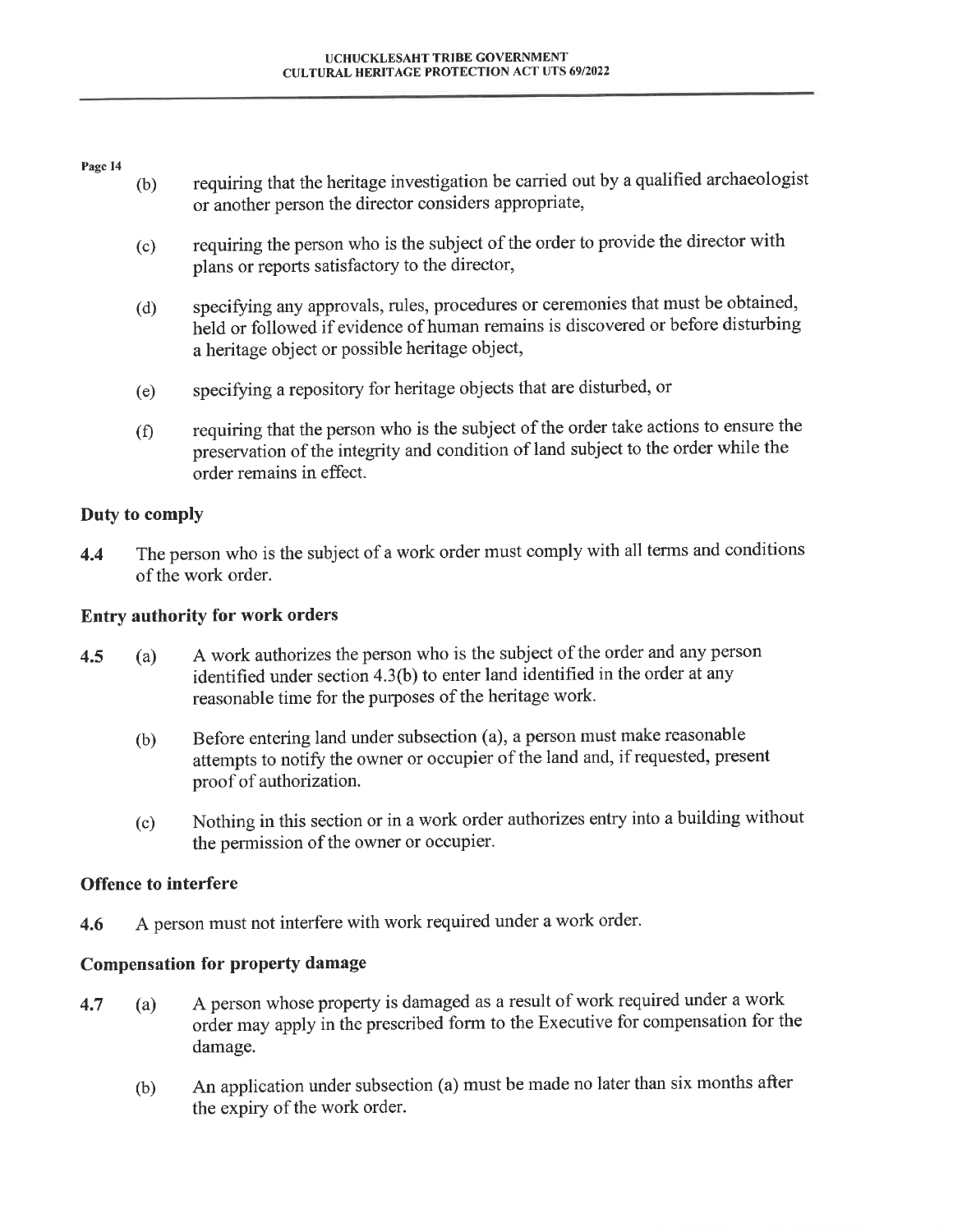(b) requiring that the heritage investigation be carried out by a qualified archaeologist or another person the director considers appropriate,

(c) requiring the person who is the subject of the order to provide the director with plans or reports satisfactory to the director,

(d) specifying any approvals, rules, procedures or ceremonies that must be obtained, held or followed if evidence of human remains is discovered or before disturbing a heritage object or possible heritage object,

(e) specifying a repository for heritage objects that are disturbed, or

(f) requiring that the person who is the subject of the order take actions to ensure the preservation of the integrity and condition of land subject to the order while the order remains in effect.

**Duty to comply**

**4.4** The person who is the subject of a work order must comply with all terms and conditions of the work order.

**Entry authority for work orders**

**4.5** (a) A work authorizes the person who is the subject of the order and any person identified under section 4.3(b) to enter land identified in the order at any reasonable time for the purposes of the heritage work.

(b) Before entering land under subsection (a), a person must make reasonable attempts to notify the owner or occupier of the land and, if requested, present proof of authorization.

(c) Nothing in this section or in a work order authorizes entry into a building without the permission of the owner or occupier.

**Offence to interfere**

**4.6** A person must not interfere with work required under a work order.

**Compensation for property damage**

**4.7** (a) A person whose property is damaged as a result of work required under a work order may apply in the prescribed form to the Executive for compensation for the damage.

(b) An application under subsection (a) must be made no later than six months after the expiry of the work order.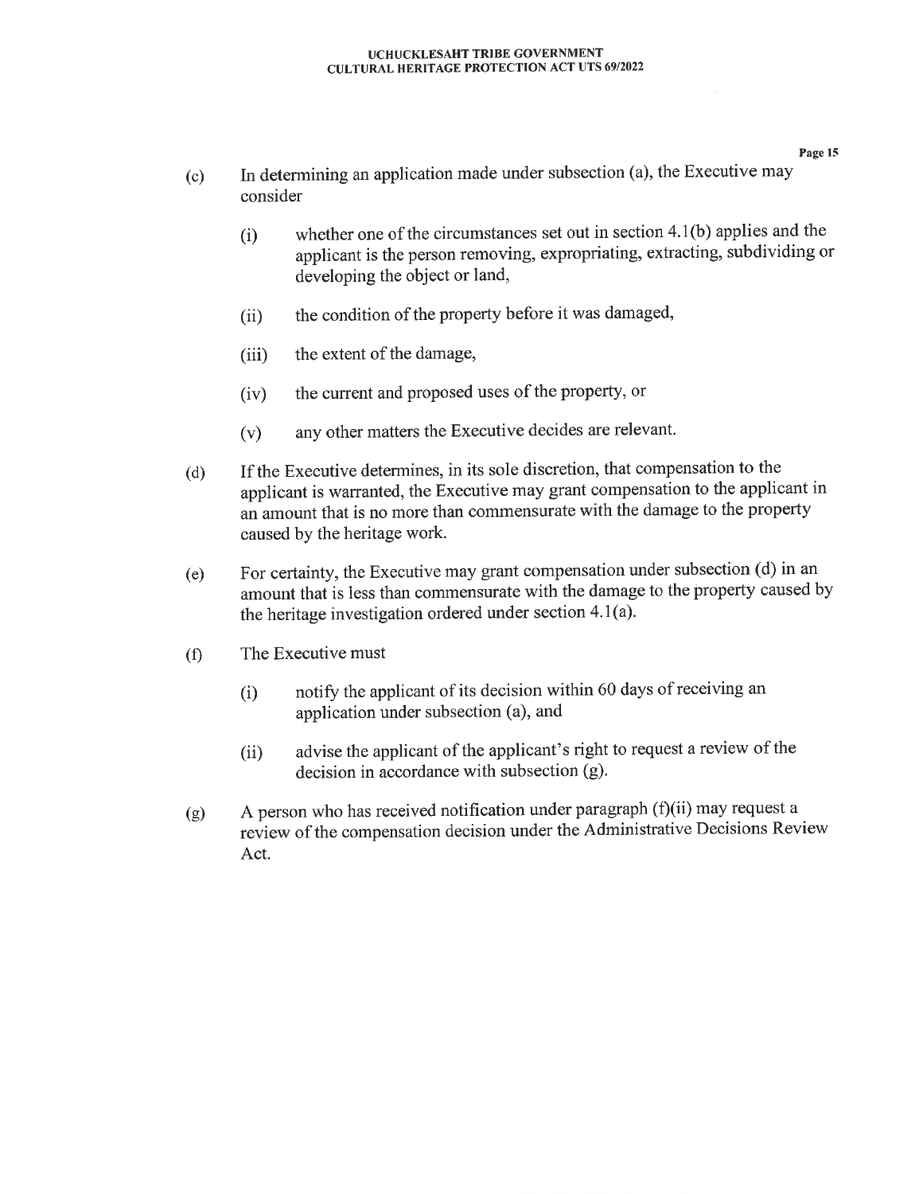(c) In determining an application made under subsection (a), the Executive may consider

  (i) whether one of the circumstances set out in section 4.1(b) applies and the applicant is the person removing, expropriating, extracting, subdividing or developing the object or land,

  (ii) the condition of the property before it was damaged,

  (iii) the extent of the damage,

  (iv) the current and proposed uses of the property, or

  (v) any other matters the Executive decides are relevant.

(d) If the Executive determines, in its sole discretion, that compensation to the applicant is warranted, the Executive may grant compensation to the applicant in an amount that is no more than commensurate with the damage to the property caused by the heritage work.

(e) For certainty, the Executive may grant compensation under subsection (d) in an amount that is less than commensurate with the damage to the property caused by the heritage investigation ordered under section 4.1(a).

(f) The Executive must

  (i) notify the applicant of its decision within 60 days of receiving an application under subsection (a), and

  (ii) advise the applicant of the applicant's right to request a review of the decision in accordance with subsection (g).

(g) A person who has received notification under paragraph (f)(ii) may request a review of the compensation decision under the Administrative Decisions Review Act.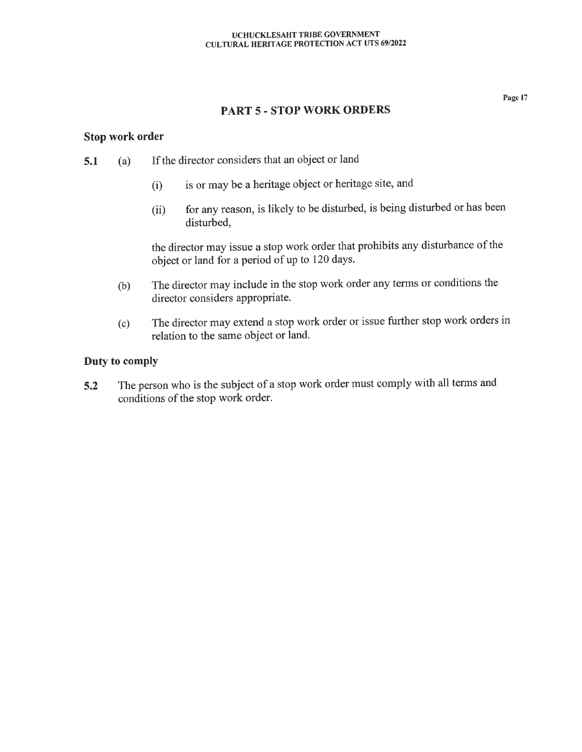## PART 5 - STOP WORK ORDERS

### Stop work order

**5.1** (a) If the director considers that an object or land

(i) is or may be a heritage object or heritage site, and

(ii) for any reason, is likely to be disturbed, is being disturbed or has been disturbed,

the director may issue a stop work order that prohibits any disturbance of the object or land for a period of up to 120 days.

(b) The director may include in the stop work order any terms or conditions the director considers appropriate.

(c) The director may extend a stop work order or issue further stop work orders in relation to the same object or land.

### Duty to comply

**5.2** The person who is the subject of a stop work order must comply with all terms and conditions of the stop work order.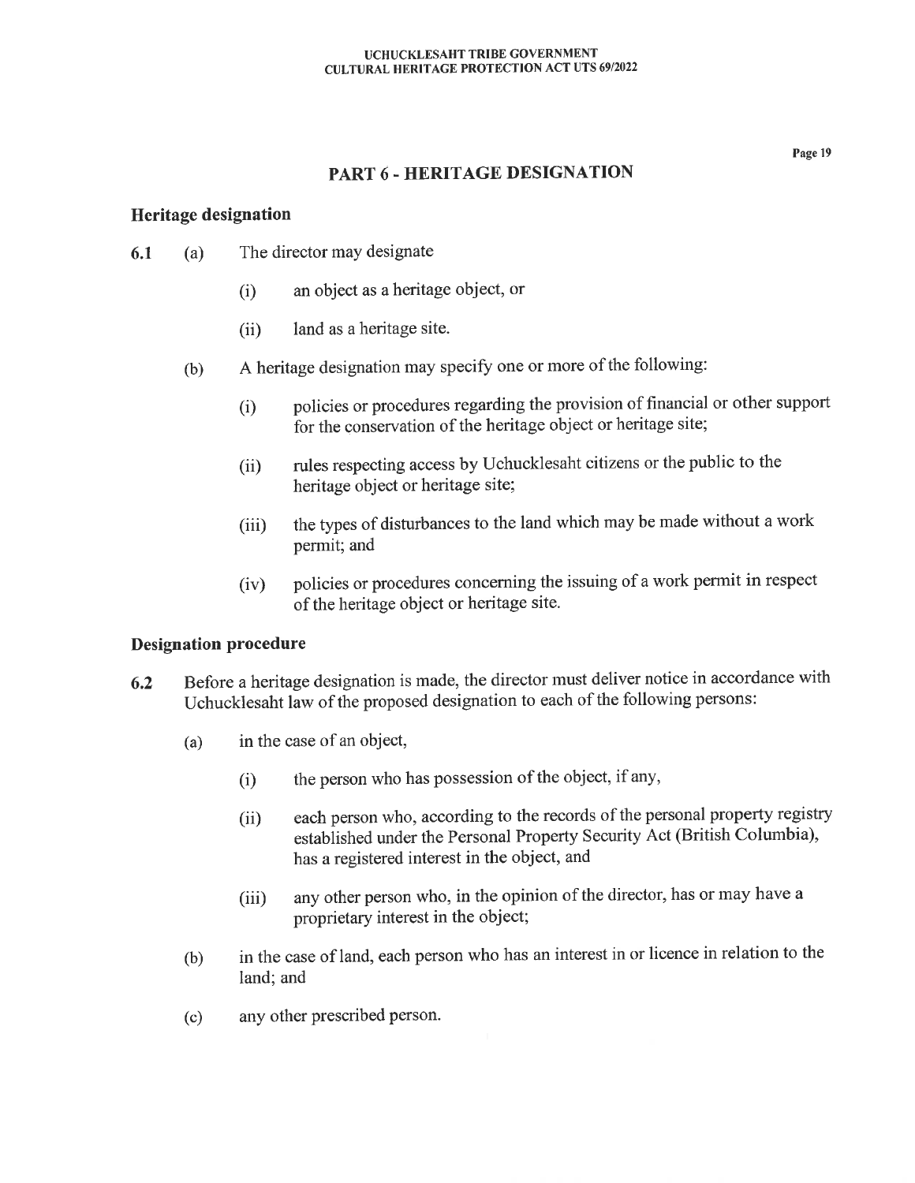## PART 6 - HERITAGE DESIGNATION

### Heritage designation

**6.1** (a) The director may designate

(i) an object as a heritage object, or

(ii) land as a heritage site.

(b) A heritage designation may specify one or more of the following:

(i) policies or procedures regarding the provision of financial or other support for the conservation of the heritage object or heritage site;

(ii) rules respecting access by Uchucklesaht citizens or the public to the heritage object or heritage site;

(iii) the types of disturbances to the land which may be made without a work permit; and

(iv) policies or procedures concerning the issuing of a work permit in respect of the heritage object or heritage site.

### Designation procedure

**6.2** Before a heritage designation is made, the director must deliver notice in accordance with Uchucklesaht law of the proposed designation to each of the following persons:

(a) in the case of an object,

(i) the person who has possession of the object, if any,

(ii) each person who, according to the records of the personal property registry established under the Personal Property Security Act (British Columbia), has a registered interest in the object, and

(iii) any other person who, in the opinion of the director, has or may have a proprietary interest in the object;

(b) in the case of land, each person who has an interest in or licence in relation to the land; and

(c) any other prescribed person.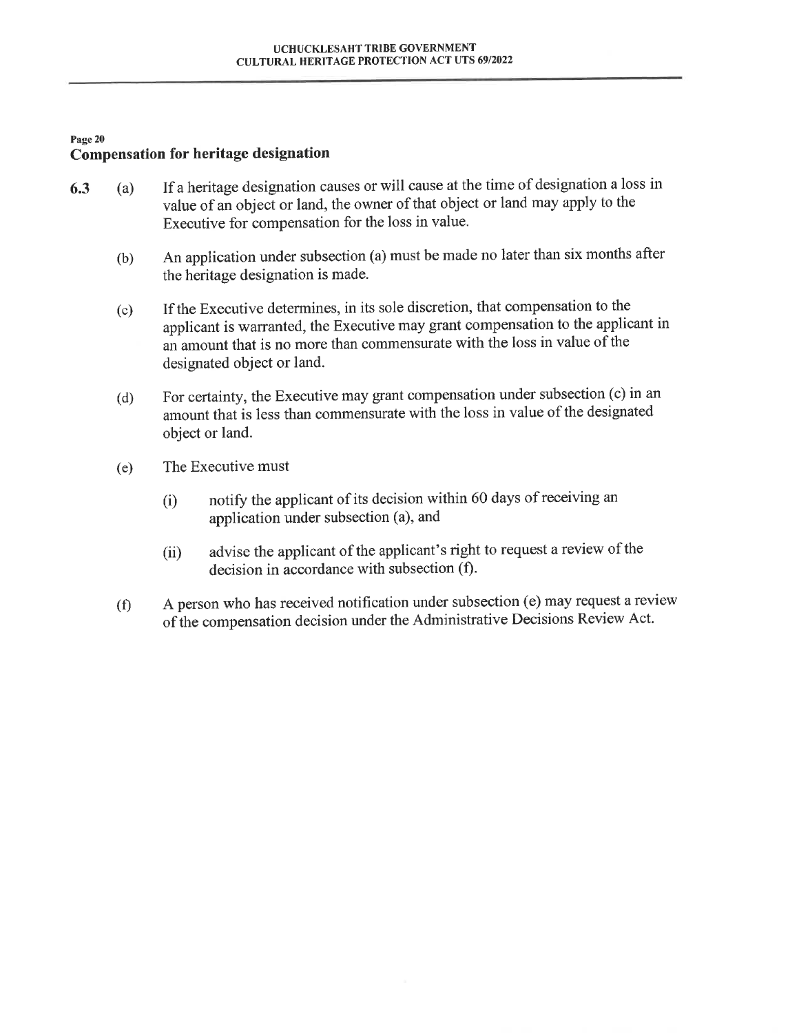## Compensation for heritage designation

**6.3** (a) If a heritage designation causes or will cause at the time of designation a loss in value of an object or land, the owner of that object or land may apply to the Executive for compensation for the loss in value.

(b) An application under subsection (a) must be made no later than six months after the heritage designation is made.

(c) If the Executive determines, in its sole discretion, that compensation to the applicant is warranted, the Executive may grant compensation to the applicant in an amount that is no more than commensurate with the loss in value of the designated object or land.

(d) For certainty, the Executive may grant compensation under subsection (c) in an amount that is less than commensurate with the loss in value of the designated object or land.

(e) The Executive must

(i) notify the applicant of its decision within 60 days of receiving an application under subsection (a), and

(ii) advise the applicant of the applicant's right to request a review of the decision in accordance with subsection (f).

(f) A person who has received notification under subsection (e) may request a review of the compensation decision under the Administrative Decisions Review Act.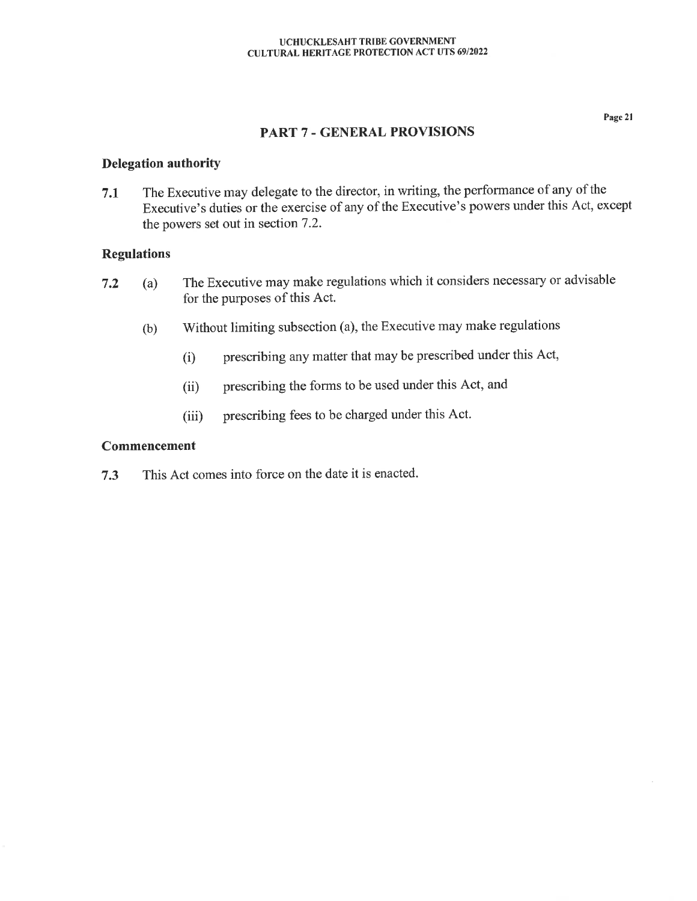## PART 7 - GENERAL PROVISIONS

### Delegation authority

**7.1** The Executive may delegate to the director, in writing, the performance of any of the Executive's duties or the exercise of any of the Executive's powers under this Act, except the powers set out in section 7.2.

### Regulations

**7.2** (a) The Executive may make regulations which it considers necessary or advisable for the purposes of this Act.

(b) Without limiting subsection (a), the Executive may make regulations

(i) prescribing any matter that may be prescribed under this Act,

(ii) prescribing the forms to be used under this Act, and

(iii) prescribing fees to be charged under this Act.

### Commencement

**7.3** This Act comes into force on the date it is enacted.